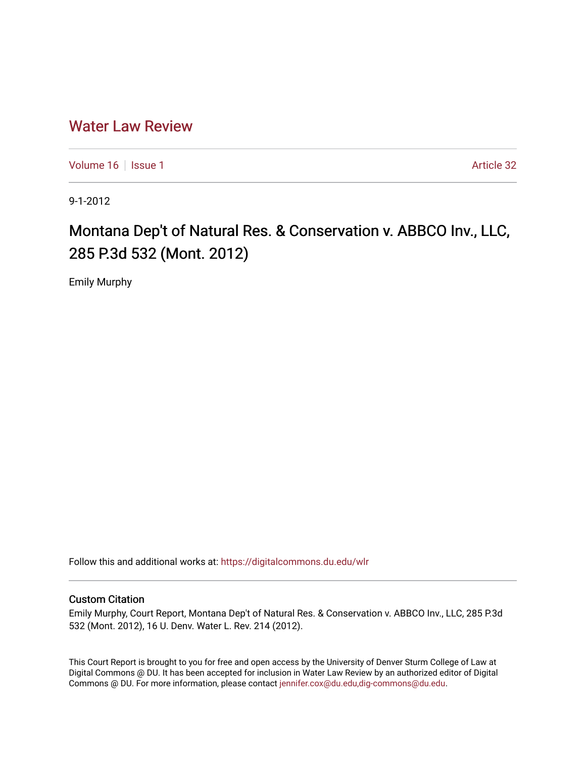# Water Law Review

Volume 16 | Issue 1 Article 32

9-1-2012

## Montana Dep't of Natural Res. & Conservation v. ABBCO Inv., LLC, 285 P.3d 532 (Mont. 2012)

Emily Murphy

Follow this and additional works at: https://digitalcommons.du.edu/wlr

### Custom Citation

Emily Murphy, Court Report, Montana Dep't of Natural Res. & Conservation v. ABBCO Inv., LLC, 285 P.3d 532 (Mont. 2012), 16 U. Denv. Water L. Rev. 214 (2012).

This Court Report is brought to you for free and open access by the University of Denver Sturm College of Law at Digital Commons @ DU. It has been accepted for inclusion in Water Law Review by an authorized editor of Digital Commons @ DU. For more information, please contact jennifer.cox@du.edu,dig-commons@du.edu.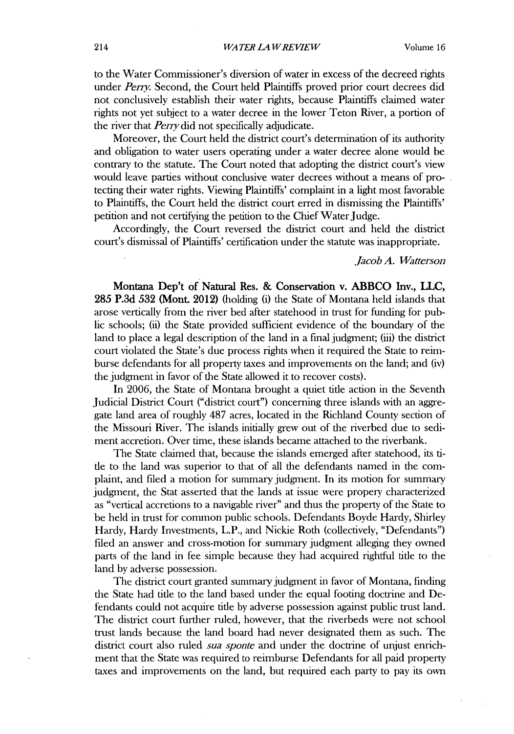to the Water Commissioner's diversion of water in excess of the decreed rights under *Perry*. Second, the Court held Plaintiffs proved prior court decrees did not conclusively establish their water rights, because Plaintiffs claimed water rights not yet subject to a water decree in the lower Teton River, a portion of the river that *Perry* did not specifically adjudicate.

Moreover, the Court held the district court's determination of its authority and obligation to water users operating under a water decree alone would be contrary to the statute. The Court noted that adopting the district court's view would leave parties without conclusive water decrees without a means of protecting their water rights. Viewing Plaintiffs' complaint in a light most favorable to Plaintiffs, the Court held the district court erred in dismissing the Plaintiffs' petition and not certifying the petition to the Chief Water Judge.

Accordingly, the Court reversed the district court and held the district court's dismissal of Plaintiffs' certification under the statute was inappropriate.

*Jacob A. Watterson*

**Montana Dep't of Natural Res. & Conservation v. ABBCO Inv., LLC, 285 P.3d 532 (Mont. 2012)** (holding (i) the State of Montana held islands that arose vertically from the river bed after statehood in trust for funding for public schools; (ii) the State provided sufficient evidence of the boundary of the land to place a legal description of the land in a final judgment; (iii) the district court violated the State's due process rights when it required the State to reimburse defendants for all property taxes and improvements on the land; and (iv) the judgment in favor of the State allowed it to recover costs).

In 2006, the State of Montana brought a quiet title action in the Seventh Judicial District Court ("district court") concerning three islands with an aggregate land area of roughly 487 acres, located in the Richland County section of the Missouri River. The islands initially grew out of the riverbed due to sediment accretion. Over time, these islands became attached to the riverbank.

The State claimed that, because the islands emerged after statehood, its title to the land was superior to that of all the defendants named in the complaint, and filed a motion for summary judgment. In its motion for summary judgment, the Stat asserted that the lands at issue were propery characterized as "vertical accretions to a navigable river" and thus the property of the State to be held in trust for common public schools. Defendants Boyde Hardy, Shirley Hardy, Hardy Investments, L.P., and Nickie Roth (collectively, "Defendants") filed an answer and cross-motion for summary judgment alleging they owned parts of the land in fee simple because they had acquired rightful title to the land by adverse possession.

The district court granted summary judgment in favor of Montana, finding the State had title to the land based under the equal footing doctrine and Defendants could not acquire title by adverse possession against public trust land. The district court further ruled, however, that the riverbeds were not school trust lands because the land board had never designated them as such. The district court also ruled *sua sponte* and under the doctrine of unjust enrichment that the State was required to reimburse Defendants for all paid property taxes and improvements on the land, but required each party to pay its own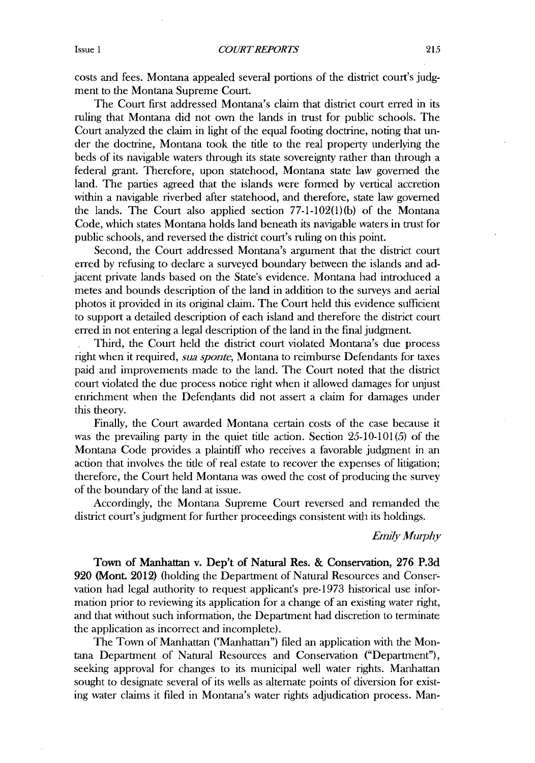costs and fees. Montana appealed several portions of the district court's judgment to the Montana Supreme Court.

The Court first addressed Montana's claim that district court erred in its ruling that Montana did not own the lands in trust for public schools. The Court analyzed the claim in light of the equal footing doctrine, noting that under the doctrine, Montana took the title to the real property underlying the beds of its navigable waters through its state sovereignty rather than through a federal grant. Therefore, upon statehood, Montana state law governed the land. The parties agreed that the islands were formed by vertical accretion within a navigable riverbed after statehood, and therefore, state law governed the lands. The Court also applied section 77-1-102(1)(b) of the Montana Code, which states Montana holds land beneath its navigable waters in trust for public schools, and reversed the district court's ruling on this point.

Second, the Court addressed Montana's argument that the district court erred by refusing to declare a surveyed boundary between the islands and adjacent private lands based on the State's evidence. Montana had introduced a metes and bounds description of the land in addition to the surveys and aerial photos it provided in its original claim. The Court held this evidence sufficient to support a detailed description of each island and therefore the district court erred in not entering a legal description of the land in the final judgment.

Third, the Court held the district court violated Montana's due process right when it required, *sua sponte*, Montana to reimburse Defendants for taxes paid and improvements made to the land. The Court noted that the district court violated the due process notice right when it allowed damages for unjust enrichment when the Defendants did not assert a claim for damages under this theory.

Finally, the Court awarded Montana certain costs of the case because it was the prevailing party in the quiet title action. Section 25-10-101(5) of the Montana Code provides a plaintiff who receives a favorable judgment in an action that involves the title of real estate to recover the expenses of litigation; therefore, the Court held Montana was owed the cost of producing the survey of the boundary of the land at issue.

Accordingly, the Montana Supreme Court reversed and remanded the district court's judgment for further proceedings consistent with its holdings.

*Emily Murphy*

**Town of Manhattan v. Dep't of Natural Res. & Conservation, 276 P.3d 920 (Mont. 2012)** (holding the Department of Natural Resources and Conservation had legal authority to request applicant's pre-1973 historical use information prior to reviewing its application for a change of an existing water right, and that without such information, the Department had discretion to terminate the application as incorrect and incomplete).

The Town of Manhattan ("Manhattan") filed an application with the Montana Department of Natural Resources and Conservation ("Department"), seeking approval for changes to its municipal well water rights. Manhattan sought to designate several of its wells as alternate points of diversion for existing water claims it filed in Montana's water rights adjudication process. Man-